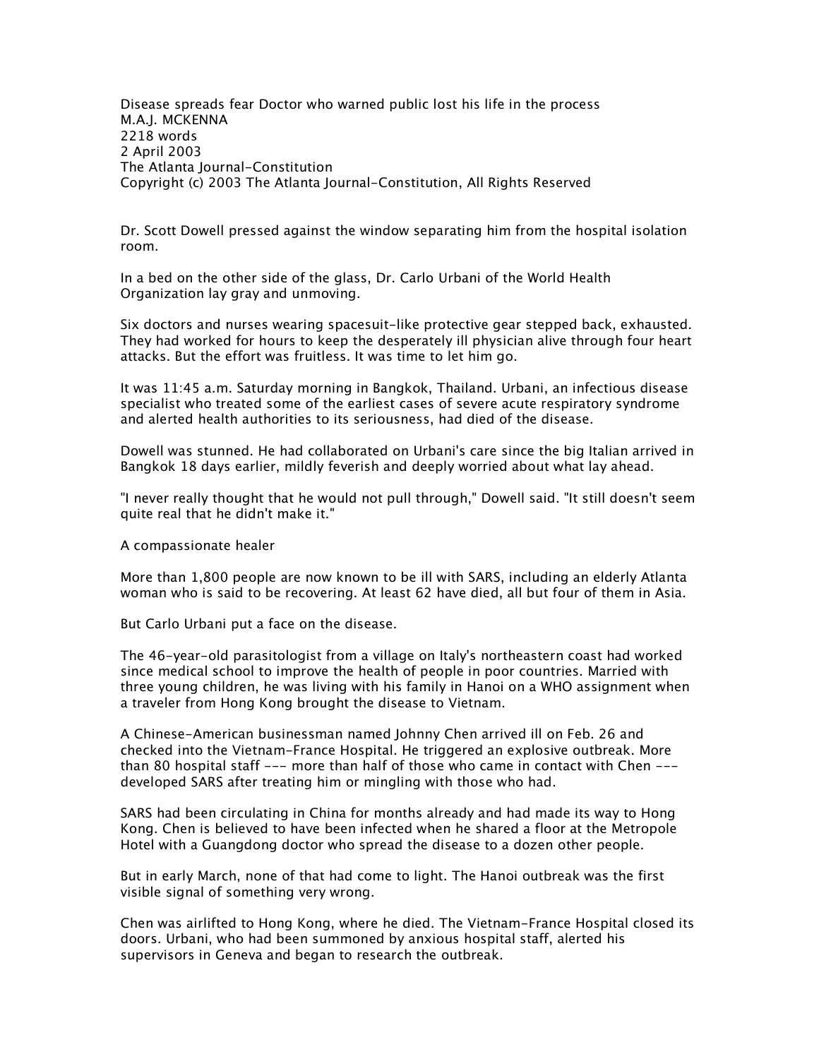# Disease spreads fear Doctor who warned public lost his life in the process

M.A.J. MCKENNA
2218 words
2 April 2003
The Atlanta Journal-Constitution
Copyright (c) 2003 The Atlanta Journal-Constitution, All Rights Reserved

Dr. Scott Dowell pressed against the window separating him from the hospital isolation room.

In a bed on the other side of the glass, Dr. Carlo Urbani of the World Health Organization lay gray and unmoving.

Six doctors and nurses wearing spacesuit-like protective gear stepped back, exhausted. They had worked for hours to keep the desperately ill physician alive through four heart attacks. But the effort was fruitless. It was time to let him go.

It was 11:45 a.m. Saturday morning in Bangkok, Thailand. Urbani, an infectious disease specialist who treated some of the earliest cases of severe acute respiratory syndrome and alerted health authorities to its seriousness, had died of the disease.

Dowell was stunned. He had collaborated on Urbani's care since the big Italian arrived in Bangkok 18 days earlier, mildly feverish and deeply worried about what lay ahead.

"I never really thought that he would not pull through," Dowell said. "It still doesn't seem quite real that he didn't make it."

## A compassionate healer

More than 1,800 people are now known to be ill with SARS, including an elderly Atlanta woman who is said to be recovering. At least 62 have died, all but four of them in Asia.

But Carlo Urbani put a face on the disease.

The 46-year-old parasitologist from a village on Italy's northeastern coast had worked since medical school to improve the health of people in poor countries. Married with three young children, he was living with his family in Hanoi on a WHO assignment when a traveler from Hong Kong brought the disease to Vietnam.

A Chinese-American businessman named Johnny Chen arrived ill on Feb. 26 and checked into the Vietnam-France Hospital. He triggered an explosive outbreak. More than 80 hospital staff --- more than half of those who came in contact with Chen --- developed SARS after treating him or mingling with those who had.

SARS had been circulating in China for months already and had made its way to Hong Kong. Chen is believed to have been infected when he shared a floor at the Metropole Hotel with a Guangdong doctor who spread the disease to a dozen other people.

But in early March, none of that had come to light. The Hanoi outbreak was the first visible signal of something very wrong.

Chen was airlifted to Hong Kong, where he died. The Vietnam-France Hospital closed its doors. Urbani, who had been summoned by anxious hospital staff, alerted his supervisors in Geneva and began to research the outbreak.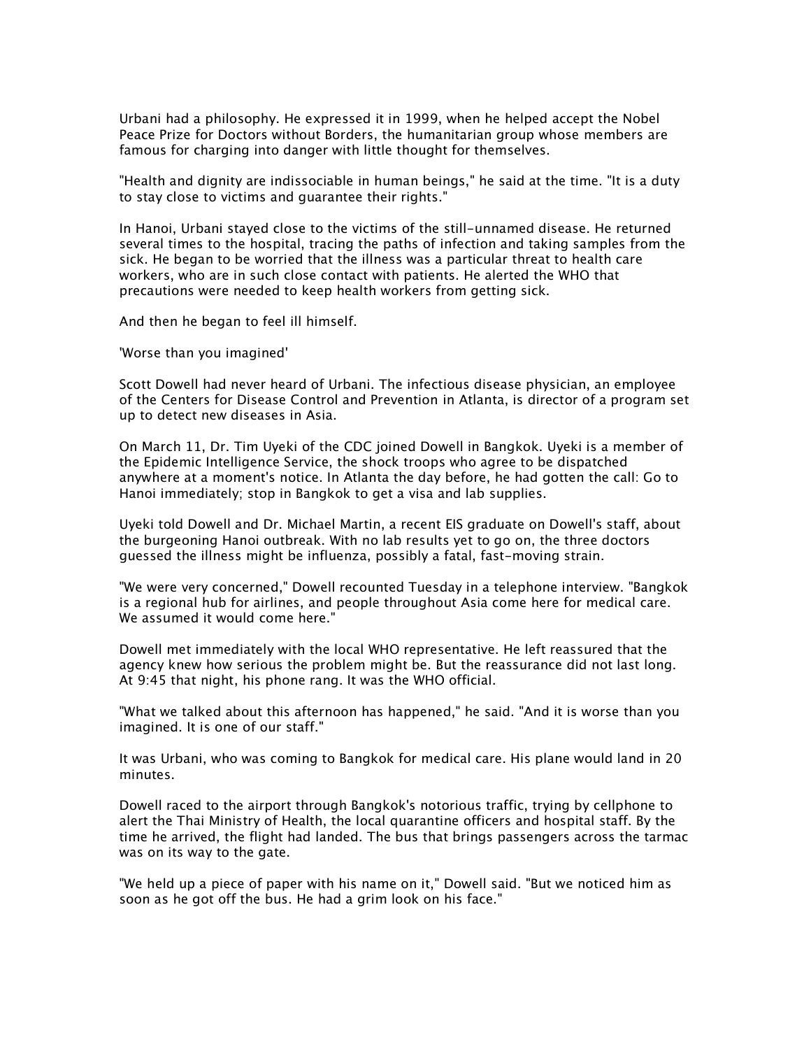Urbani had a philosophy. He expressed it in 1999, when he helped accept the Nobel Peace Prize for Doctors without Borders, the humanitarian group whose members are famous for charging into danger with little thought for themselves.

"Health and dignity are indissociable in human beings," he said at the time. "It is a duty to stay close to victims and guarantee their rights."

In Hanoi, Urbani stayed close to the victims of the still-unnamed disease. He returned several times to the hospital, tracing the paths of infection and taking samples from the sick. He began to be worried that the illness was a particular threat to health care workers, who are in such close contact with patients. He alerted the WHO that precautions were needed to keep health workers from getting sick.

And then he began to feel ill himself.

## 'Worse than you imagined'

Scott Dowell had never heard of Urbani. The infectious disease physician, an employee of the Centers for Disease Control and Prevention in Atlanta, is director of a program set up to detect new diseases in Asia.

On March 11, Dr. Tim Uyeki of the CDC joined Dowell in Bangkok. Uyeki is a member of the Epidemic Intelligence Service, the shock troops who agree to be dispatched anywhere at a moment's notice. In Atlanta the day before, he had gotten the call: Go to Hanoi immediately; stop in Bangkok to get a visa and lab supplies.

Uyeki told Dowell and Dr. Michael Martin, a recent EIS graduate on Dowell's staff, about the burgeoning Hanoi outbreak. With no lab results yet to go on, the three doctors guessed the illness might be influenza, possibly a fatal, fast-moving strain.

"We were very concerned," Dowell recounted Tuesday in a telephone interview. "Bangkok is a regional hub for airlines, and people throughout Asia come here for medical care. We assumed it would come here."

Dowell met immediately with the local WHO representative. He left reassured that the agency knew how serious the problem might be. But the reassurance did not last long. At 9:45 that night, his phone rang. It was the WHO official.

"What we talked about this afternoon has happened," he said. "And it is worse than you imagined. It is one of our staff."

It was Urbani, who was coming to Bangkok for medical care. His plane would land in 20 minutes.

Dowell raced to the airport through Bangkok's notorious traffic, trying by cellphone to alert the Thai Ministry of Health, the local quarantine officers and hospital staff. By the time he arrived, the flight had landed. The bus that brings passengers across the tarmac was on its way to the gate.

"We held up a piece of paper with his name on it," Dowell said. "But we noticed him as soon as he got off the bus. He had a grim look on his face."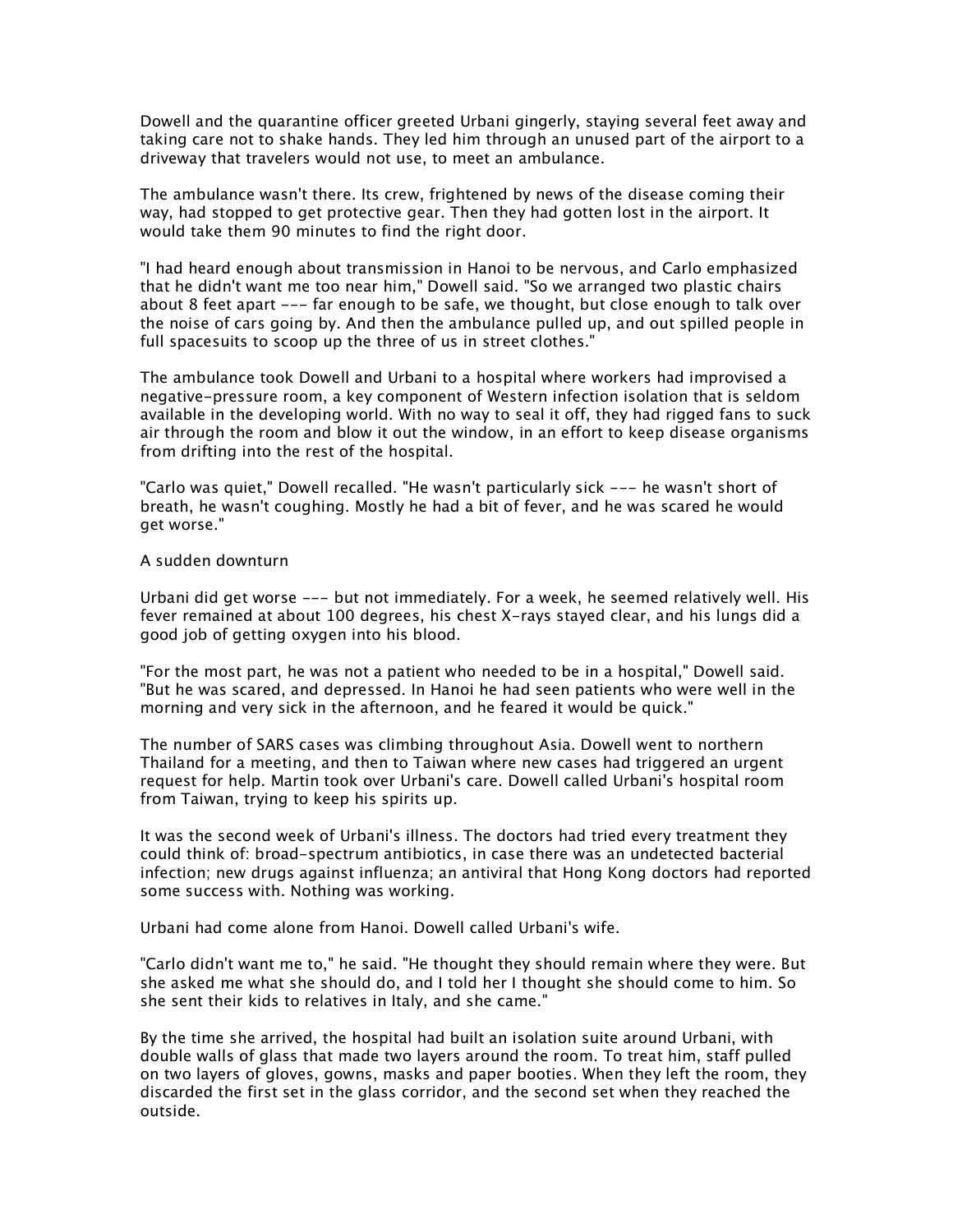Dowell and the quarantine officer greeted Urbani gingerly, staying several feet away and taking care not to shake hands. They led him through an unused part of the airport to a driveway that travelers would not use, to meet an ambulance.

The ambulance wasn't there. Its crew, frightened by news of the disease coming their way, had stopped to get protective gear. Then they had gotten lost in the airport. It would take them 90 minutes to find the right door.

"I had heard enough about transmission in Hanoi to be nervous, and Carlo emphasized that he didn't want me too near him," Dowell said. "So we arranged two plastic chairs about 8 feet apart --- far enough to be safe, we thought, but close enough to talk over the noise of cars going by. And then the ambulance pulled up, and out spilled people in full spacesuits to scoop up the three of us in street clothes."

The ambulance took Dowell and Urbani to a hospital where workers had improvised a negative-pressure room, a key component of Western infection isolation that is seldom available in the developing world. With no way to seal it off, they had rigged fans to suck air through the room and blow it out the window, in an effort to keep disease organisms from drifting into the rest of the hospital.

"Carlo was quiet," Dowell recalled. "He wasn't particularly sick --- he wasn't short of breath, he wasn't coughing. Mostly he had a bit of fever, and he was scared he would get worse."

## A sudden downturn

Urbani did get worse --- but not immediately. For a week, he seemed relatively well. His fever remained at about 100 degrees, his chest X-rays stayed clear, and his lungs did a good job of getting oxygen into his blood.

"For the most part, he was not a patient who needed to be in a hospital," Dowell said. "But he was scared, and depressed. In Hanoi he had seen patients who were well in the morning and very sick in the afternoon, and he feared it would be quick."

The number of SARS cases was climbing throughout Asia. Dowell went to northern Thailand for a meeting, and then to Taiwan where new cases had triggered an urgent request for help. Martin took over Urbani's care. Dowell called Urbani's hospital room from Taiwan, trying to keep his spirits up.

It was the second week of Urbani's illness. The doctors had tried every treatment they could think of: broad-spectrum antibiotics, in case there was an undetected bacterial infection; new drugs against influenza; an antiviral that Hong Kong doctors had reported some success with. Nothing was working.

Urbani had come alone from Hanoi. Dowell called Urbani's wife.

"Carlo didn't want me to," he said. "He thought they should remain where they were. But she asked me what she should do, and I told her I thought she should come to him. So she sent their kids to relatives in Italy, and she came."

By the time she arrived, the hospital had built an isolation suite around Urbani, with double walls of glass that made two layers around the room. To treat him, staff pulled on two layers of gloves, gowns, masks and paper booties. When they left the room, they discarded the first set in the glass corridor, and the second set when they reached the outside.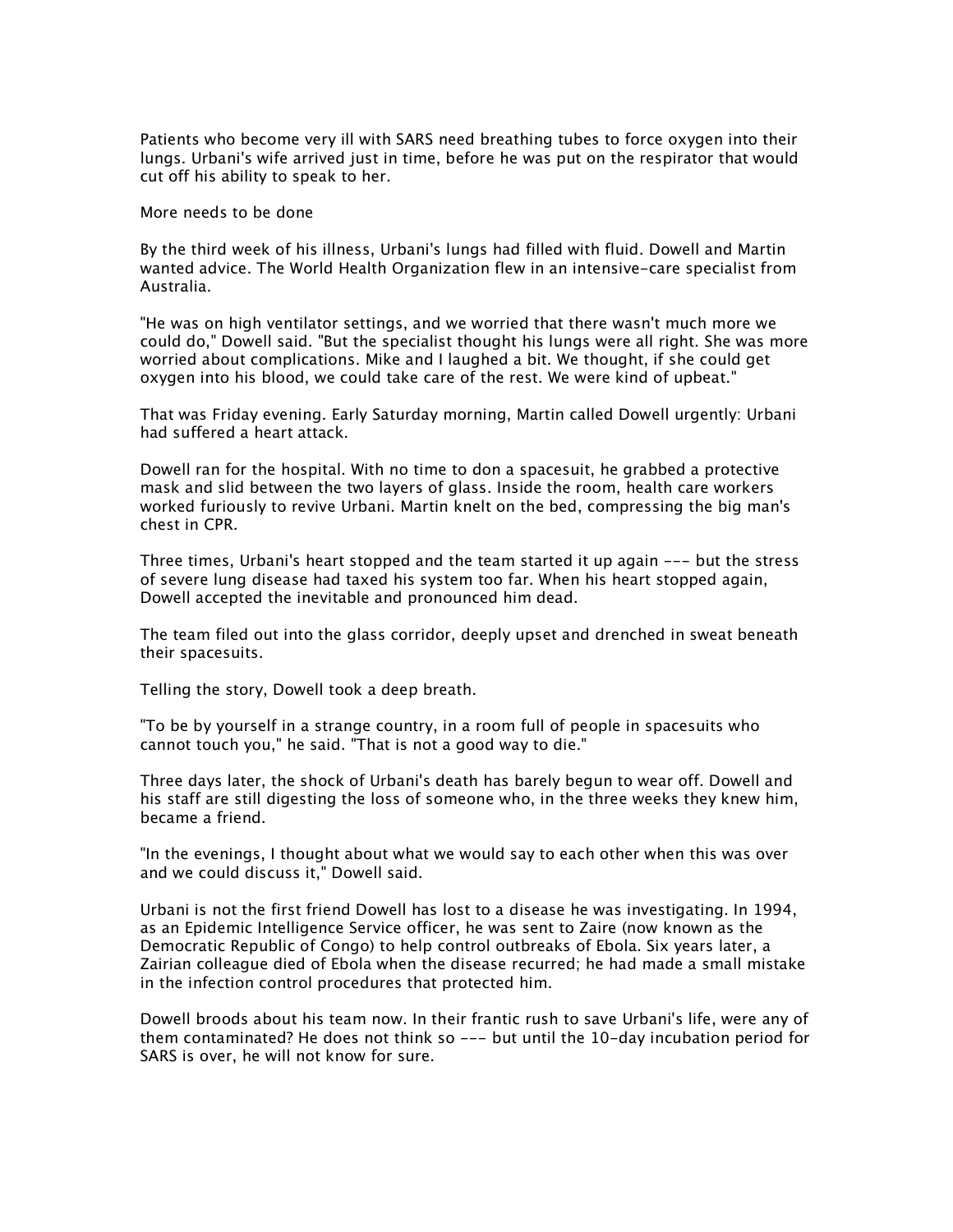Patients who become very ill with SARS need breathing tubes to force oxygen into their lungs. Urbani's wife arrived just in time, before he was put on the respirator that would cut off his ability to speak to her.

## More needs to be done

By the third week of his illness, Urbani's lungs had filled with fluid. Dowell and Martin wanted advice. The World Health Organization flew in an intensive-care specialist from Australia.

"He was on high ventilator settings, and we worried that there wasn't much more we could do," Dowell said. "But the specialist thought his lungs were all right. She was more worried about complications. Mike and I laughed a bit. We thought, if she could get oxygen into his blood, we could take care of the rest. We were kind of upbeat."

That was Friday evening. Early Saturday morning, Martin called Dowell urgently: Urbani had suffered a heart attack.

Dowell ran for the hospital. With no time to don a spacesuit, he grabbed a protective mask and slid between the two layers of glass. Inside the room, health care workers worked furiously to revive Urbani. Martin knelt on the bed, compressing the big man's chest in CPR.

Three times, Urbani's heart stopped and the team started it up again --- but the stress of severe lung disease had taxed his system too far. When his heart stopped again, Dowell accepted the inevitable and pronounced him dead.

The team filed out into the glass corridor, deeply upset and drenched in sweat beneath their spacesuits.

Telling the story, Dowell took a deep breath.

"To be by yourself in a strange country, in a room full of people in spacesuits who cannot touch you," he said. "That is not a good way to die."

Three days later, the shock of Urbani's death has barely begun to wear off. Dowell and his staff are still digesting the loss of someone who, in the three weeks they knew him, became a friend.

"In the evenings, I thought about what we would say to each other when this was over and we could discuss it," Dowell said.

Urbani is not the first friend Dowell has lost to a disease he was investigating. In 1994, as an Epidemic Intelligence Service officer, he was sent to Zaire (now known as the Democratic Republic of Congo) to help control outbreaks of Ebola. Six years later, a Zairian colleague died of Ebola when the disease recurred; he had made a small mistake in the infection control procedures that protected him.

Dowell broods about his team now. In their frantic rush to save Urbani's life, were any of them contaminated? He does not think so --- but until the 10-day incubation period for SARS is over, he will not know for sure.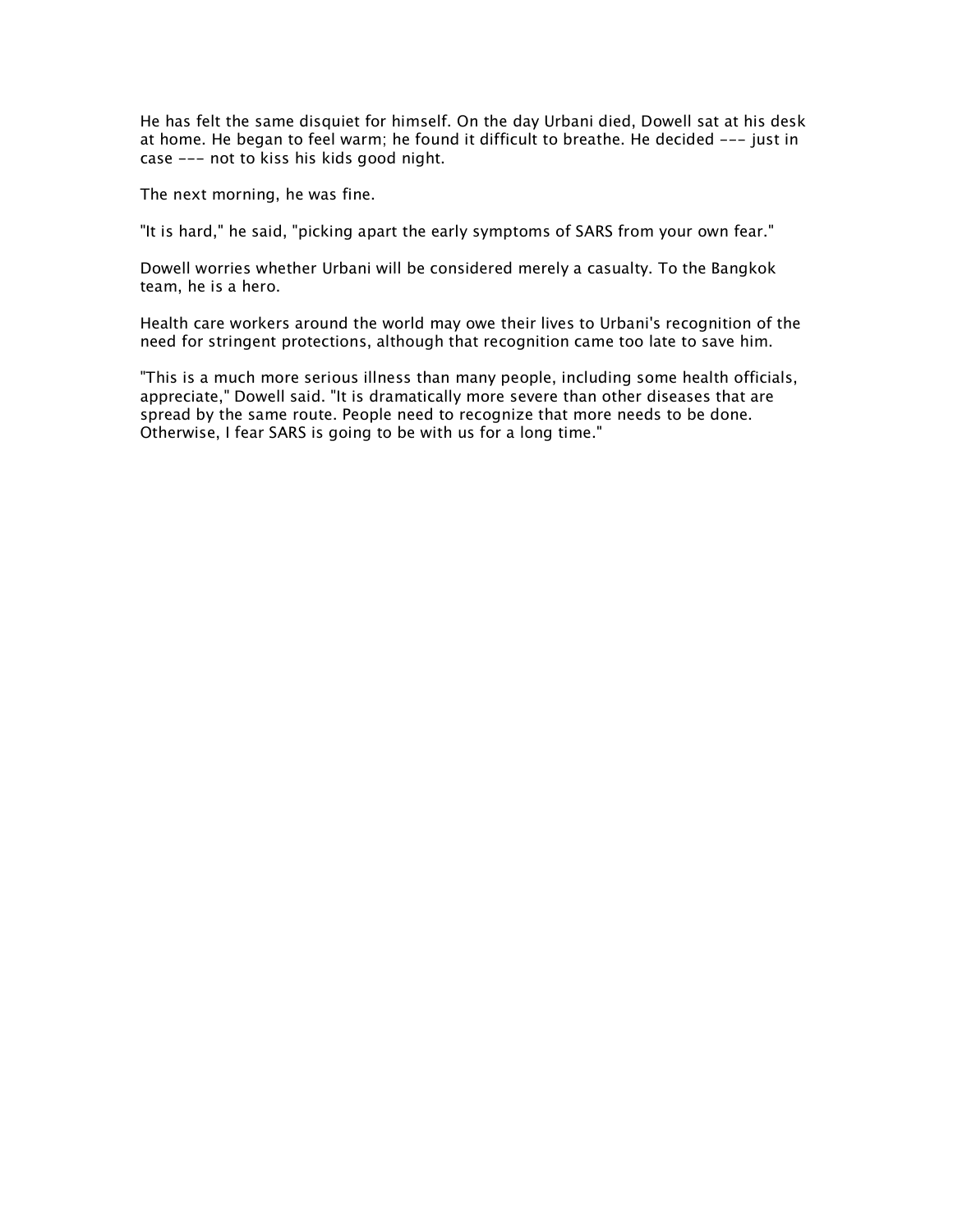He has felt the same disquiet for himself. On the day Urbani died, Dowell sat at his desk at home. He began to feel warm; he found it difficult to breathe. He decided --- just in case --- not to kiss his kids good night.

The next morning, he was fine.

"It is hard," he said, "picking apart the early symptoms of SARS from your own fear."

Dowell worries whether Urbani will be considered merely a casualty. To the Bangkok team, he is a hero.

Health care workers around the world may owe their lives to Urbani's recognition of the need for stringent protections, although that recognition came too late to save him.

"This is a much more serious illness than many people, including some health officials, appreciate," Dowell said. "It is dramatically more severe than other diseases that are spread by the same route. People need to recognize that more needs to be done. Otherwise, I fear SARS is going to be with us for a long time."